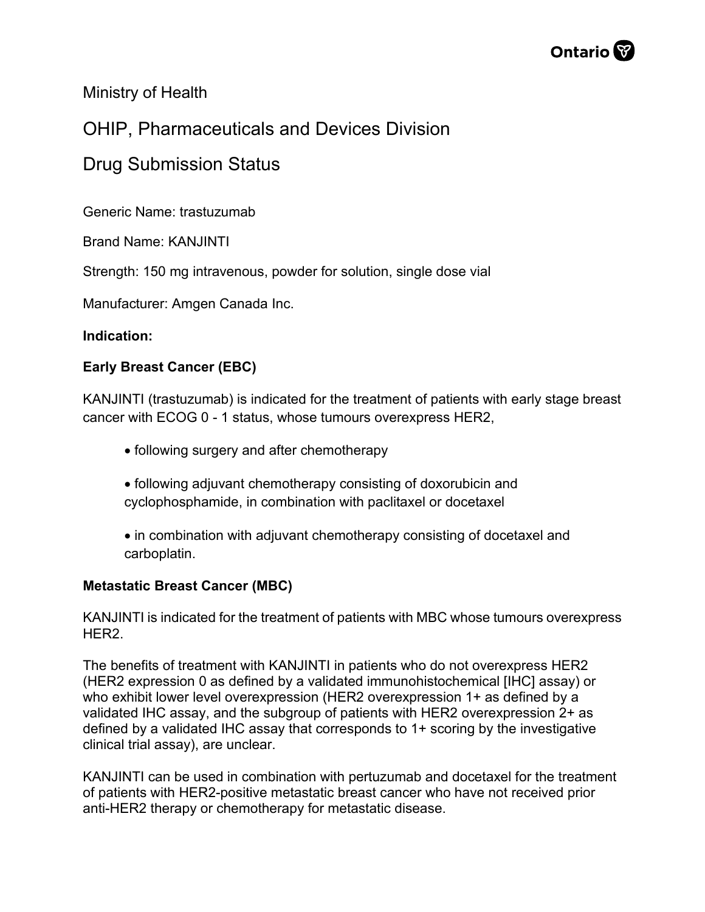Ministry of Health

# OHIP, Pharmaceuticals and Devices Division

# Drug Submission Status

Generic Name: trastuzumab

Brand Name: KANJINTI

Strength: 150 mg intravenous, powder for solution, single dose vial

Manufacturer: Amgen Canada Inc.

**Indication:**

**Early Breast Cancer (EBC)**

KANJINTI (trastuzumab) is indicated for the treatment of patients with early stage breast cancer with ECOG 0 - 1 status, whose tumours overexpress HER2,

- following surgery and after chemotherapy
- following adjuvant chemotherapy consisting of doxorubicin and cyclophosphamide, in combination with paclitaxel or docetaxel
- in combination with adjuvant chemotherapy consisting of docetaxel and carboplatin.

**Metastatic Breast Cancer (MBC)**

KANJINTI is indicated for the treatment of patients with MBC whose tumours overexpress HER2.

The benefits of treatment with KANJINTI in patients who do not overexpress HER2 (HER2 expression 0 as defined by a validated immunohistochemical [IHC] assay) or who exhibit lower level overexpression (HER2 overexpression 1+ as defined by a validated IHC assay, and the subgroup of patients with HER2 overexpression 2+ as defined by a validated IHC assay that corresponds to 1+ scoring by the investigative clinical trial assay), are unclear.

KANJINTI can be used in combination with pertuzumab and docetaxel for the treatment of patients with HER2-positive metastatic breast cancer who have not received prior anti-HER2 therapy or chemotherapy for metastatic disease.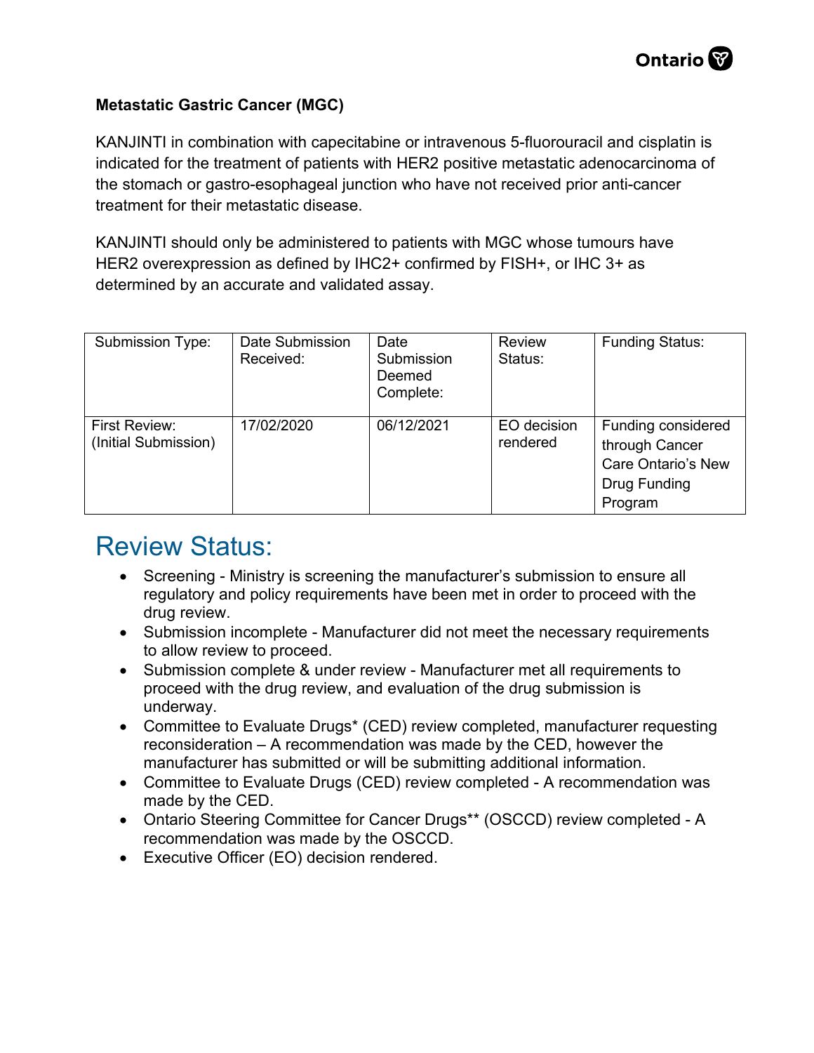**Metastatic Gastric Cancer (MGC)**

KANJINTI in combination with capecitabine or intravenous 5-fluorouracil and cisplatin is indicated for the treatment of patients with HER2 positive metastatic adenocarcinoma of the stomach or gastro-esophageal junction who have not received prior anti-cancer treatment for their metastatic disease.

KANJINTI should only be administered to patients with MGC whose tumours have HER2 overexpression as defined by IHC2+ confirmed by FISH+, or IHC 3+ as determined by an accurate and validated assay.

| Submission Type: | Date Submission Received: | Date Submission Deemed Complete: | Review Status: | Funding Status: |
|---|---|---|---|---|
| First Review: (Initial Submission) | 17/02/2020 | 06/12/2021 | EO decision rendered | Funding considered through Cancer Care Ontario's New Drug Funding Program |

# Review Status:

- Screening - Ministry is screening the manufacturer's submission to ensure all regulatory and policy requirements have been met in order to proceed with the drug review.
- Submission incomplete - Manufacturer did not meet the necessary requirements to allow review to proceed.
- Submission complete & under review - Manufacturer met all requirements to proceed with the drug review, and evaluation of the drug submission is underway.
- Committee to Evaluate Drugs* (CED) review completed, manufacturer requesting reconsideration – A recommendation was made by the CED, however the manufacturer has submitted or will be submitting additional information.
- Committee to Evaluate Drugs (CED) review completed - A recommendation was made by the CED.
- Ontario Steering Committee for Cancer Drugs** (OSCCD) review completed - A recommendation was made by the OSCCD.
- Executive Officer (EO) decision rendered.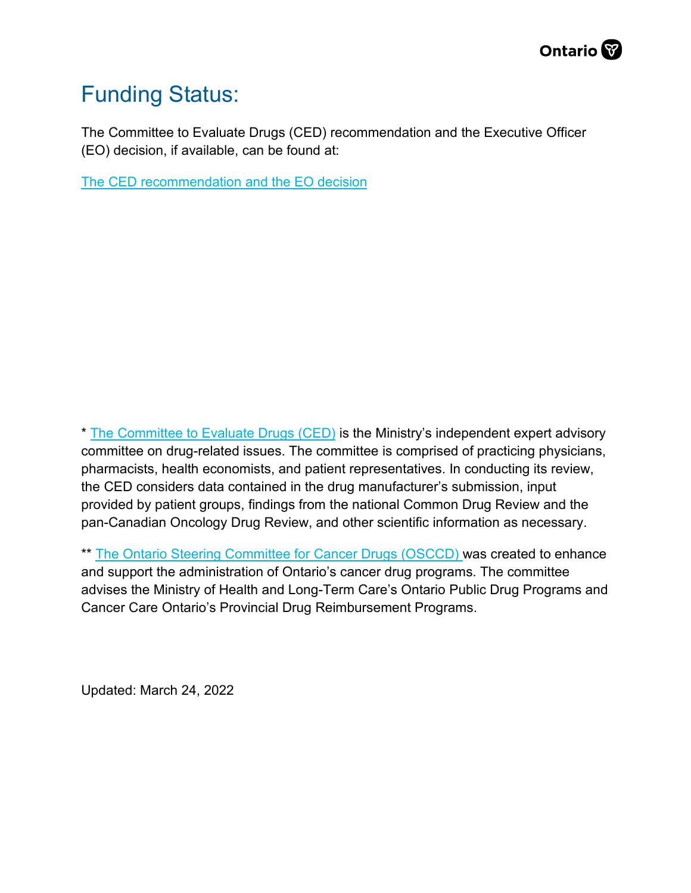# Funding Status:

The Committee to Evaluate Drugs (CED) recommendation and the Executive Officer (EO) decision, if available, can be found at:

The CED recommendation and the EO decision

* The Committee to Evaluate Drugs (CED) is the Ministry's independent expert advisory committee on drug-related issues. The committee is comprised of practicing physicians, pharmacists, health economists, and patient representatives. In conducting its review, the CED considers data contained in the drug manufacturer's submission, input provided by patient groups, findings from the national Common Drug Review and the pan-Canadian Oncology Drug Review, and other scientific information as necessary.

** The Ontario Steering Committee for Cancer Drugs (OSCCD) was created to enhance and support the administration of Ontario's cancer drug programs. The committee advises the Ministry of Health and Long-Term Care's Ontario Public Drug Programs and Cancer Care Ontario's Provincial Drug Reimbursement Programs.

Updated: March 24, 2022